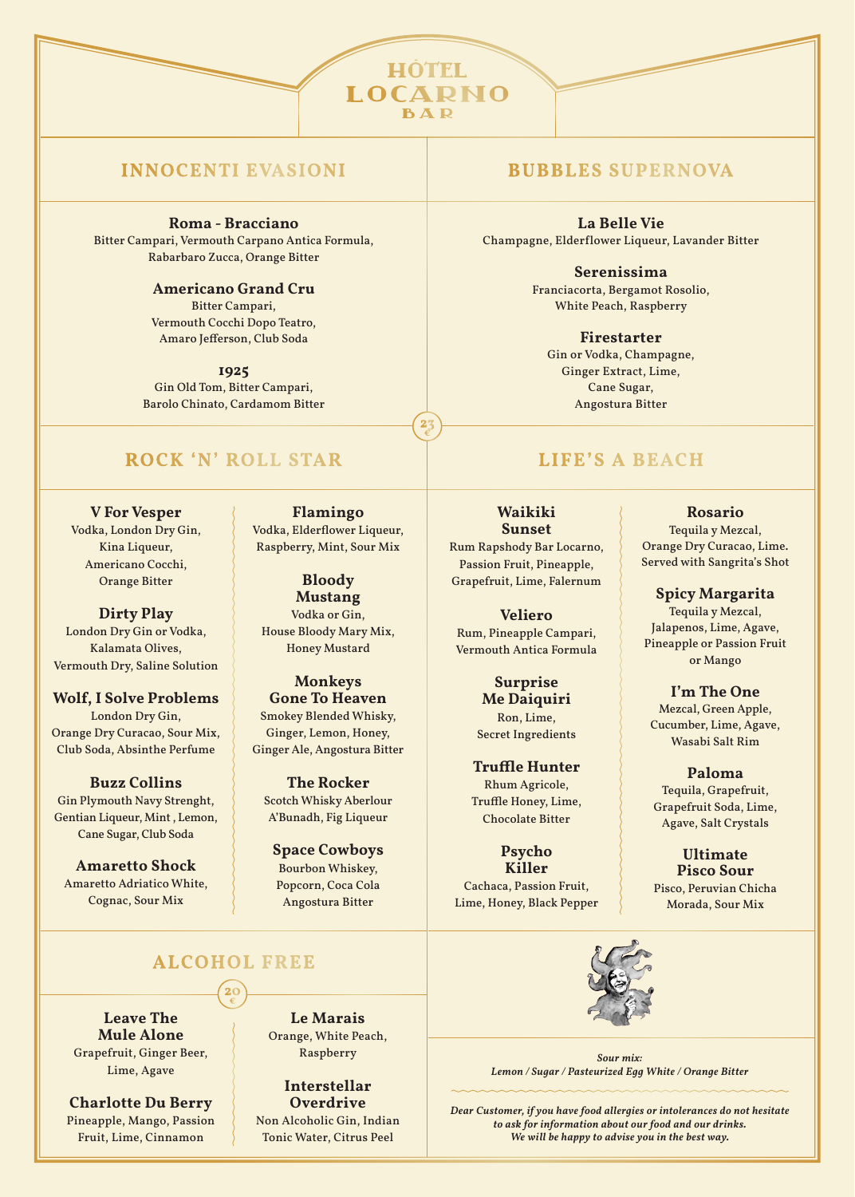# HÔTEL LOCARNO BAR

## INNOCENTI EVASIONI

**Roma - Bracciano**
Bitter Campari, Vermouth Carpano Antica Formula, Rabarbaro Zucca, Orange Bitter

**Americano Grand Cru**
Bitter Campari, Vermouth Cocchi Dopo Teatro, Amaro Jefferson, Club Soda

**1925**
Gin Old Tom, Bitter Campari, Barolo Chinato, Cardamom Bitter

## BUBBLES SUPERNOVA

**La Belle Vie**
Champagne, Elderflower Liqueur, Lavander Bitter

**Serenissima**
Franciacorta, Bergamot Rosolio, White Peach, Raspberry

**Firestarter**
Gin or Vodka, Champagne, Ginger Extract, Lime, Cane Sugar, Angostura Bitter

23 €

## ROCK 'N' ROLL STAR

**V For Vesper**
Vodka, London Dry Gin, Kina Liqueur, Americano Cocchi, Orange Bitter

**Dirty Play**
London Dry Gin or Vodka, Kalamata Olives, Vermouth Dry, Saline Solution

**Wolf, I Solve Problems**
London Dry Gin, Orange Dry Curacao, Sour Mix, Club Soda, Absinthe Perfume

**Buzz Collins**
Gin Plymouth Navy Strenght, Gentian Liqueur, Mint , Lemon, Cane Sugar, Club Soda

**Amaretto Shock**
Amaretto Adriatico White, Cognac, Sour Mix

**Flamingo**
Vodka, Elderflower Liqueur, Raspberry, Mint, Sour Mix

**Bloody Mustang**
Vodka or Gin, House Bloody Mary Mix, Honey Mustard

**Monkeys Gone To Heaven**
Smokey Blended Whisky, Ginger, Lemon, Honey, Ginger Ale, Angostura Bitter

**The Rocker**
Scotch Whisky Aberlour A'Bunadh, Fig Liqueur

**Space Cowboys**
Bourbon Whiskey, Popcorn, Coca Cola Angostura Bitter

## LIFE'S A BEACH

**Waikiki Sunset**
Rum Rapshody Bar Locarno, Passion Fruit, Pineapple, Grapefruit, Lime, Falernum

**Veliero**
Rum, Pineapple Campari, Vermouth Antica Formula

**Surprise Me Daiquiri**
Ron, Lime, Secret Ingredients

**Truffle Hunter**
Rhum Agricole, Truffle Honey, Lime, Chocolate Bitter

**Psycho Killer**
Cachaca, Passion Fruit, Lime, Honey, Black Pepper

**Rosario**
Tequila y Mezcal, Orange Dry Curacao, Lime. Served with Sangrita's Shot

**Spicy Margarita**
Tequila y Mezcal, Jalapenos, Lime, Agave, Pineapple or Passion Fruit or Mango

**I'm The One**
Mezcal, Green Apple, Cucumber, Lime, Agave, Wasabi Salt Rim

**Paloma**
Tequila, Grapefruit, Grapefruit Soda, Lime, Agave, Salt Crystals

**Ultimate Pisco Sour**
Pisco, Peruvian Chicha Morada, Sour Mix

## ALCOHOL FREE

20 €

**Leave The Mule Alone**
Grapefruit, Ginger Beer, Lime, Agave

**Charlotte Du Berry**
Pineapple, Mango, Passion Fruit, Lime, Cinnamon

**Le Marais**
Orange, White Peach, Raspberry

**Interstellar Overdrive**
Non Alcoholic Gin, Indian Tonic Water, Citrus Peel

*Sour mix:*
*Lemon / Sugar / Pasteurized Egg White / Orange Bitter*

*Dear Customer, if you have food allergies or intolerances do not hesitate to ask for information about our food and our drinks. We will be happy to advise you in the best way.*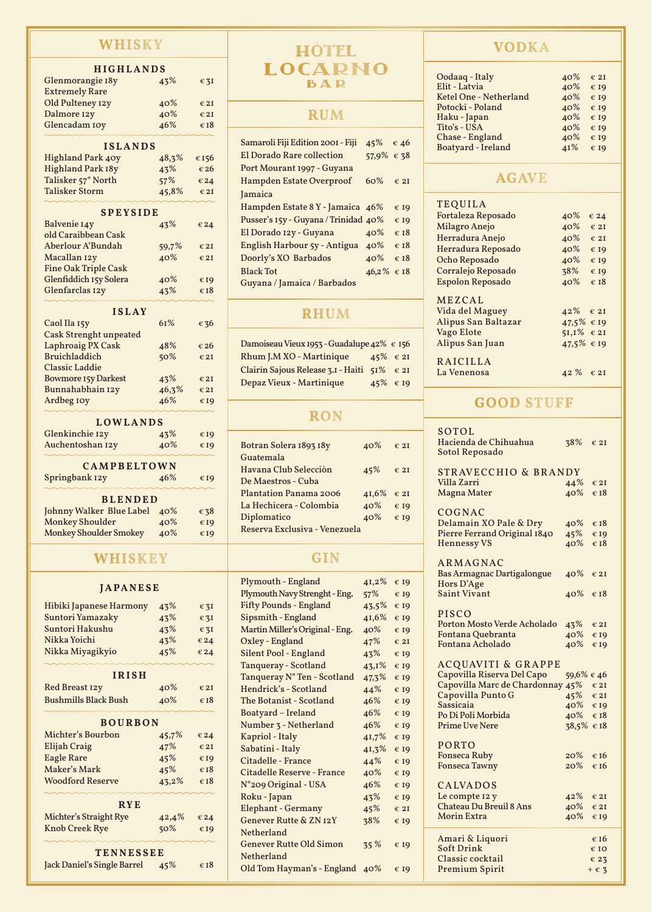# HÔTEL LOCARNO BAR

## WHISKY

### HIGHLANDS

| | | |
|---|---|---|
| Glenmorangie 18y Extremely Rare | 43% | € 31 |
| Old Pulteney 12y | 40% | € 21 |
| Dalmore 12y | 40% | € 21 |
| Glencadam 10y | 46% | € 18 |

### ISLANDS

| | | |
|---|---|---|
| Highland Park 40y | 48,3% | € 156 |
| Highland Park 18y | 43% | € 26 |
| Talisker 57° North | 57% | € 24 |
| Talisker Storm | 45,8% | € 21 |

### SPEYSIDE

| | | |
|---|---|---|
| Balvenie 14y old Caraibbean Cask | 43% | € 24 |
| Aberlour A'Bundah | 59,7% | € 21 |
| Macallan 12y Fine Oak Triple Cask | 40% | € 21 |
| Glenfiddich 15y Solera | 40% | € 19 |
| Glenfarclas 12y | 43% | € 18 |

### ISLAY

| | | |
|---|---|---|
| Caol Ila 15y Cask Strenght unpeated | 61% | € 36 |
| Laphroaig PX Cask | 48% | € 26 |
| Bruichladdich Classic Laddie | 50% | € 21 |
| Bowmore 15y Darkest | 43% | € 21 |
| Bunnahabhain 12y | 46,3% | € 21 |
| Ardbeg 10y | 46% | € 19 |

### LOWLANDS

| | | |
|---|---|---|
| Glenkinchie 12y | 43% | € 19 |
| Auchentoshan 12y | 40% | € 19 |

### CAMPBELTOWN

| | | |
|---|---|---|
| Springbank 12y | 46% | € 19 |

### BLENDED

| | | |
|---|---|---|
| Johnny Walker Blue Label | 40% | € 38 |
| Monkey Shoulder | 40% | € 19 |
| Monkey Shoulder Smokey | 40% | € 19 |

## WHISKEY

### JAPANESE

| | | |
|---|---|---|
| Hibiki Japanese Harmony | 43% | € 31 |
| Suntori Yamazaky | 43% | € 31 |
| Suntori Hakushu | 43% | € 31 |
| Nikka Yoichi | 43% | € 24 |
| Nikka Miyagikyio | 45% | € 24 |

### IRISH

| | | |
|---|---|---|
| Red Breast 12y | 40% | € 21 |
| Bushmills Black Bush | 40% | € 18 |

### BOURBON

| | | |
|---|---|---|
| Michter's Bourbon | 45,7% | € 24 |
| Elijah Craig | 47% | € 21 |
| Eagle Rare | 45% | € 19 |
| Maker's Mark | 45% | € 18 |
| Woodford Reserve | 43,2% | € 18 |

### RYE

| | | |
|---|---|---|
| Michter's Straight Rye | 42,4% | € 24 |
| Knob Creek Rye | 50% | € 19 |

### TENNESSEE

| | | |
|---|---|---|
| Jack Daniel's Single Barrel | 45% | € 18 |

## RUM

| | | |
|---|---|---|
| Samaroli Fiji Edition 2001 - Fiji | 45% | € 46 |
| El Dorado Rare collection Port Mourant 1997 - Guyana | 57,9% | € 38 |
| Hampden Estate Overproof Jamaica | 60% | € 21 |
| Hampden Estate 8 Y - Jamaica | 46% | € 19 |
| Pusser's 15y - Guyana / Trinidad | 40% | € 19 |
| El Dorado 12y - Guyana | 40% | € 18 |
| English Harbour 5y - Antigua | 40% | € 18 |
| Doorly's XO Barbados | 40% | € 18 |
| Black Tot Guyana / Jamaica / Barbados | 46,2% | € 18 |

## RHUM

| | | |
|---|---|---|
| Damoiseau Vieux 1953 - Guadalupe | 42% | € 156 |
| Rhum J.M XO - Martinique | 45% | € 21 |
| Clairin Sajous Release 3.1 - Haiti | 51% | € 21 |
| Depaz Vieux - Martinique | 45% | € 19 |

## RON

| | | |
|---|---|---|
| Botran Solera 1893 18y Guatemala | 40% | € 21 |
| Havana Club Selecciòn De Maestros - Cuba | 45% | € 21 |
| Plantation Panama 2006 | 41,6% | € 21 |
| La Hechicera - Colombia | 40% | € 19 |
| Diplomatico Reserva Exclusiva - Venezuela | 40% | € 19 |

## GIN

| | | |
|---|---|---|
| Plymouth - England | 41,2% | € 19 |
| Plymouth Navy Strenght - Eng. | 57% | € 19 |
| Fifty Pounds - England | 43,5% | € 19 |
| Sipsmith - England | 41,6% | € 19 |
| Martin Miller's Original - Eng. | 40% | € 19 |
| Oxley - England | 47% | € 21 |
| Silent Pool - England | 43% | € 19 |
| Tanqueray - Scotland | 43,1% | € 19 |
| Tanqueray N° Ten - Scotland | 47,3% | € 19 |
| Hendrick's - Scotland | 44% | € 19 |
| The Botanist - Scotland | 46% | € 19 |
| Boatyard – Ireland | 46% | € 19 |
| Number 3 - Netherland | 46% | € 19 |
| Kapriol - Italy | 41,7% | € 19 |
| Sabatini - Italy | 41,3% | € 19 |
| Citadelle - France | 44% | € 19 |
| Citadelle Reserve - France | 40% | € 19 |
| N°209 Original - USA | 46% | € 19 |
| Roku - Japan | 43% | € 19 |
| Elephant - Germany | 45% | € 21 |
| Genever Rutte & ZN 12Y Netherland | 38% | € 19 |
| Genever Rutte Old Simon Netherland | 35 % | € 19 |
| Old Tom Hayman's - England | 40% | € 19 |

## VODKA

| | | |
|---|---|---|
| Oodaaq - Italy | 40% | € 21 |
| Elit - Latvia | 40% | € 19 |
| Ketel One - Netherland | 40% | € 19 |
| Potocki - Poland | 40% | € 19 |
| Haku - Japan | 40% | € 19 |
| Tito's - USA | 40% | € 19 |
| Chase - England | 40% | € 19 |
| Boatyard - Ireland | 41% | € 19 |

## AGAVE

### TEQUILA

| | | |
|---|---|---|
| Fortaleza Reposado | 40% | € 24 |
| Milagro Anejo | 40% | € 21 |
| Herradura Anejo | 40% | € 21 |
| Herradura Reposado | 40% | € 19 |
| Ocho Reposado | 40% | € 19 |
| Corralejo Reposado | 38% | € 19 |
| Espolon Reposado | 40% | € 18 |

### MEZCAL

| | | |
|---|---|---|
| Vida del Maguey | 42% | € 21 |
| Alipus San Baltazar | 47,5% | € 19 |
| Vago Elote | 51,1% | € 21 |
| Alipus San Juan | 47,5% | € 19 |

### RAICILLA

| | | |
|---|---|---|
| La Venenosa | 42 % | € 21 |

## GOOD STUFF

### SOTOL

| | | |
|---|---|---|
| Hacienda de Chihuahua Sotol Reposado | 38% | € 21 |

### STRAVECCHIO & BRANDY

| | | |
|---|---|---|
| Villa Zarri | 44% | € 21 |
| Magna Mater | 40% | € 18 |

### COGNAC

| | | |
|---|---|---|
| Delamain XO Pale & Dry | 40% | € 18 |
| Pierre Ferrand Original 1840 | 45% | € 19 |
| Hennessy VS | 40% | € 18 |

### ARMAGNAC

| | | |
|---|---|---|
| Bas Armagnac Dartigalongue Hors D'Age | 40% | € 21 |
| Saint Vivant | 40% | € 18 |

### PISCO

| | | |
|---|---|---|
| Porton Mosto Verde Acholado | 43% | € 21 |
| Fontana Quebranta | 40% | € 19 |
| Fontana Acholado | 40% | € 19 |

### ACQUAVITI & GRAPPE

| | | |
|---|---|---|
| Capovilla Riserva Del Capo | 59,6% | € 46 |
| Capovilla Marc de Chardonnay | 45% | € 21 |
| Capovilla Punto G | 45% | € 21 |
| Sassicaia | 40% | € 19 |
| Po Di Poli Morbida | 40% | € 18 |
| Prime Uve Nere | 38,5% | € 18 |

### PORTO

| | | |
|---|---|---|
| Fonseca Ruby | 20% | € 16 |
| Fonseca Tawny | 20% | € 16 |

### CALVADOS

| | | |
|---|---|---|
| Le compte 12 y | 42% | € 21 |
| Chateau Du Breuil 8 Ans | 40% | € 21 |
| Morin Extra | 40% | € 19 |

| | |
|---|---|
| Amari & Liquori | € 16 |
| Soft Drink | € 10 |
| Classic cocktail | € 23 |
| Premium Spirit | + € 3 |